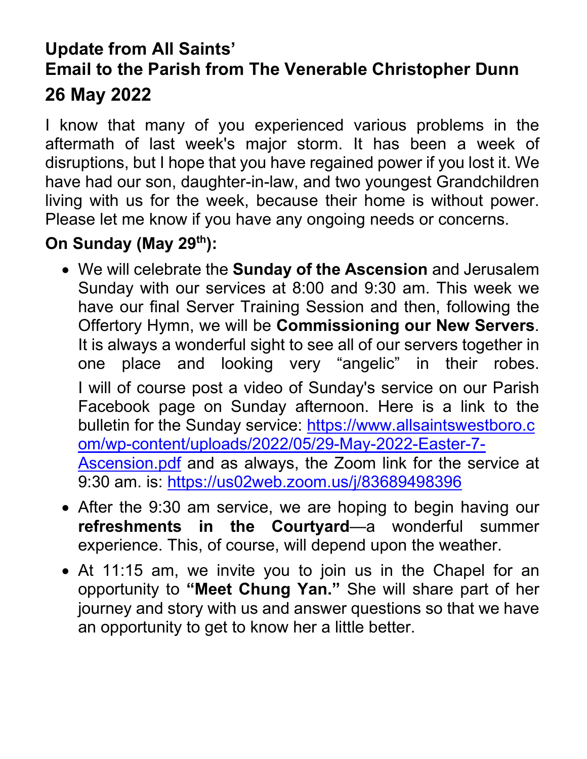# Update from All Saints'

## Email to the Parish from The Venerable Christopher Dunn

## 26 May 2022

I know that many of you experienced various problems in the aftermath of last week's major storm. It has been a week of disruptions, but I hope that you have regained power if you lost it. We have had our son, daughter-in-law, and two youngest Grandchildren living with us for the week, because their home is without power. Please let me know if you have any ongoing needs or concerns.

### On Sunday (May 29th):

- We will celebrate the **Sunday of the Ascension** and Jerusalem Sunday with our services at 8:00 and 9:30 am. This week we have our final Server Training Session and then, following the Offertory Hymn, we will be **Commissioning our New Servers**. It is always a wonderful sight to see all of our servers together in one place and looking very "angelic" in their robes.

  I will of course post a video of Sunday's service on our Parish Facebook page on Sunday afternoon. Here is a link to the bulletin for the Sunday service: [https://www.allsaintswestboro.com/wp-content/uploads/2022/05/29-May-2022-Easter-7-Ascension.pdf](https://www.allsaintswestboro.com/wp-content/uploads/2022/05/29-May-2022-Easter-7-Ascension.pdf) and as always, the Zoom link for the service at 9:30 am. is: [https://us02web.zoom.us/j/83689498396](https://us02web.zoom.us/j/83689498396)
- After the 9:30 am service, we are hoping to begin having our **refreshments in the Courtyard**—a wonderful summer experience. This, of course, will depend upon the weather.
- At 11:15 am, we invite you to join us in the Chapel for an opportunity to **"Meet Chung Yan."** She will share part of her journey and story with us and answer questions so that we have an opportunity to get to know her a little better.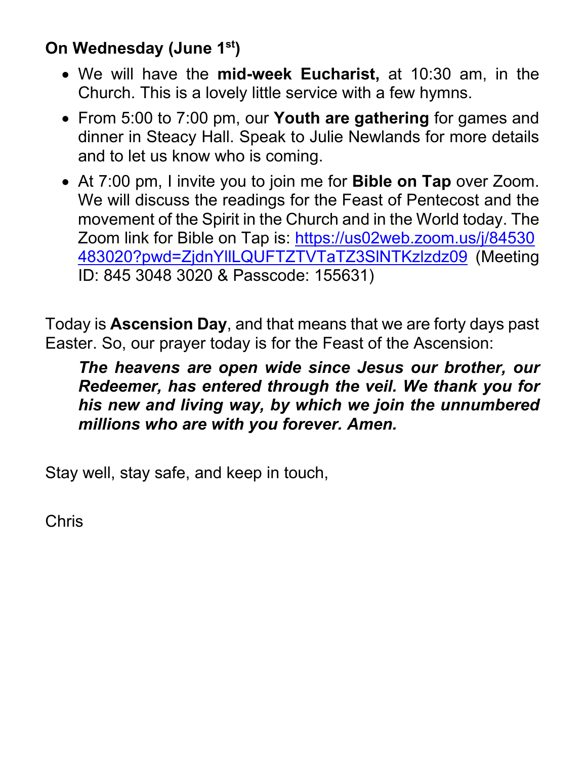**On Wednesday (June 1st)**

- We will have the **mid-week Eucharist,** at 10:30 am, in the Church. This is a lovely little service with a few hymns.
- From 5:00 to 7:00 pm, our **Youth are gathering** for games and dinner in Steacy Hall. Speak to Julie Newlands for more details and to let us know who is coming.
- At 7:00 pm, I invite you to join me for **Bible on Tap** over Zoom. We will discuss the readings for the Feast of Pentecost and the movement of the Spirit in the Church and in the World today. The Zoom link for Bible on Tap is: https://us02web.zoom.us/j/84530483020?pwd=ZjdnYllLQUFTZTVTaTZ3SlNTKzlzdz09 (Meeting ID: 845 3048 3020 & Passcode: 155631)

Today is **Ascension Day**, and that means that we are forty days past Easter. So, our prayer today is for the Feast of the Ascension:

> ***The heavens are open wide since Jesus our brother, our Redeemer, has entered through the veil. We thank you for his new and living way, by which we join the unnumbered millions who are with you forever. Amen.***

Stay well, stay safe, and keep in touch,

Chris